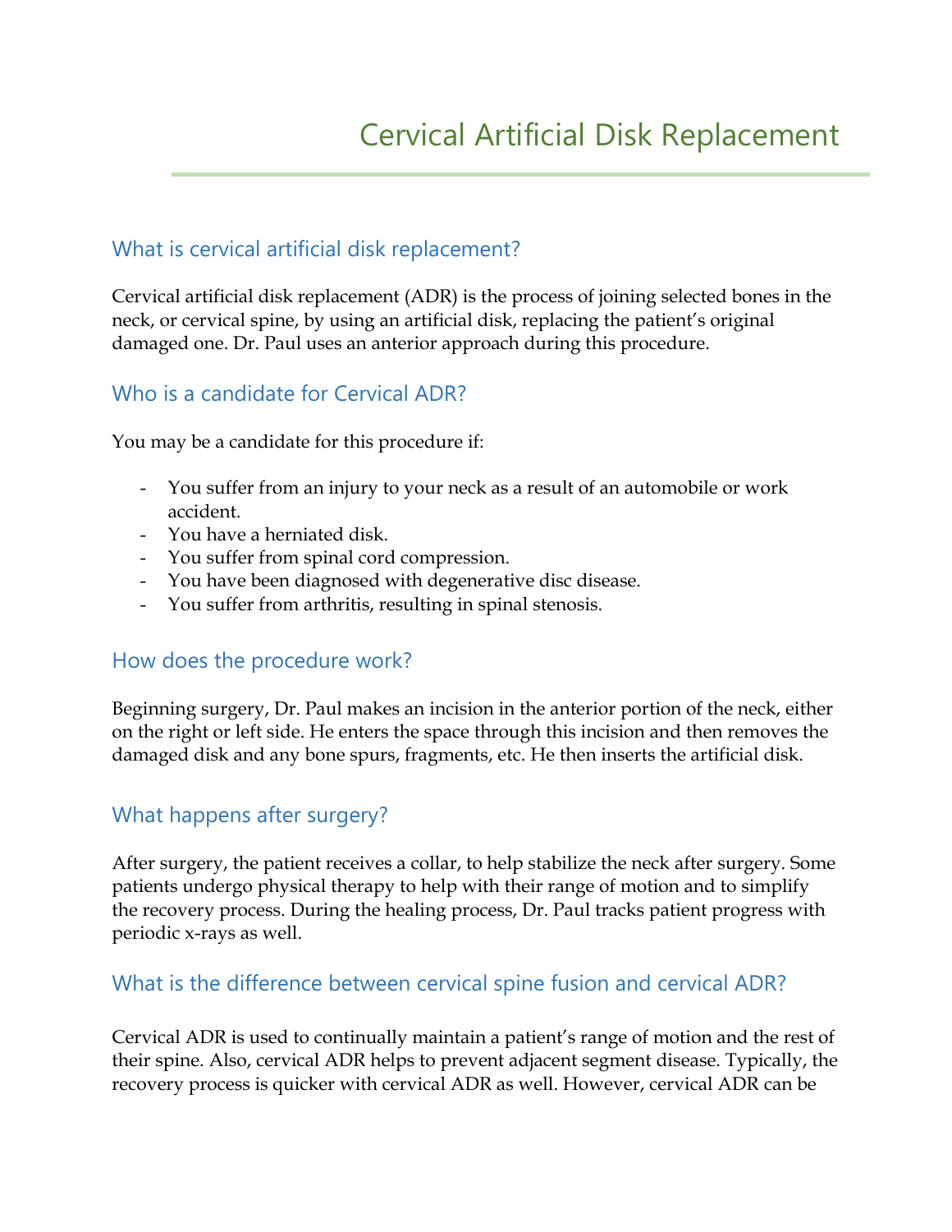# Cervical Artificial Disk Replacement

## What is cervical artificial disk replacement?

Cervical artificial disk replacement (ADR) is the process of joining selected bones in the neck, or cervical spine, by using an artificial disk, replacing the patient's original damaged one. Dr. Paul uses an anterior approach during this procedure.

## Who is a candidate for Cervical ADR?

You may be a candidate for this procedure if:

- You suffer from an injury to your neck as a result of an automobile or work accident.
- You have a herniated disk.
- You suffer from spinal cord compression.
- You have been diagnosed with degenerative disc disease.
- You suffer from arthritis, resulting in spinal stenosis.

## How does the procedure work?

Beginning surgery, Dr. Paul makes an incision in the anterior portion of the neck, either on the right or left side. He enters the space through this incision and then removes the damaged disk and any bone spurs, fragments, etc. He then inserts the artificial disk.

## What happens after surgery?

After surgery, the patient receives a collar, to help stabilize the neck after surgery. Some patients undergo physical therapy to help with their range of motion and to simplify the recovery process. During the healing process, Dr. Paul tracks patient progress with periodic x-rays as well.

## What is the difference between cervical spine fusion and cervical ADR?

Cervical ADR is used to continually maintain a patient's range of motion and the rest of their spine. Also, cervical ADR helps to prevent adjacent segment disease. Typically, the recovery process is quicker with cervical ADR as well. However, cervical ADR can be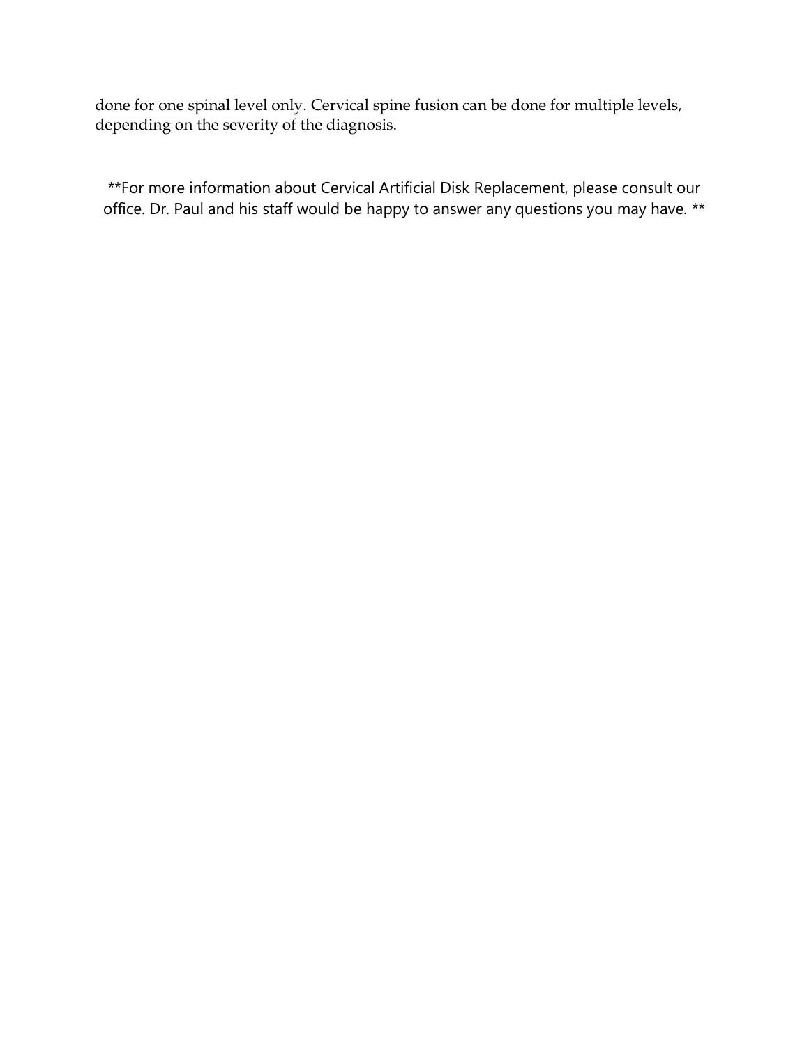done for one spinal level only. Cervical spine fusion can be done for multiple levels, depending on the severity of the diagnosis.

**For more information about Cervical Artificial Disk Replacement, please consult our office. Dr. Paul and his staff would be happy to answer any questions you may have. **